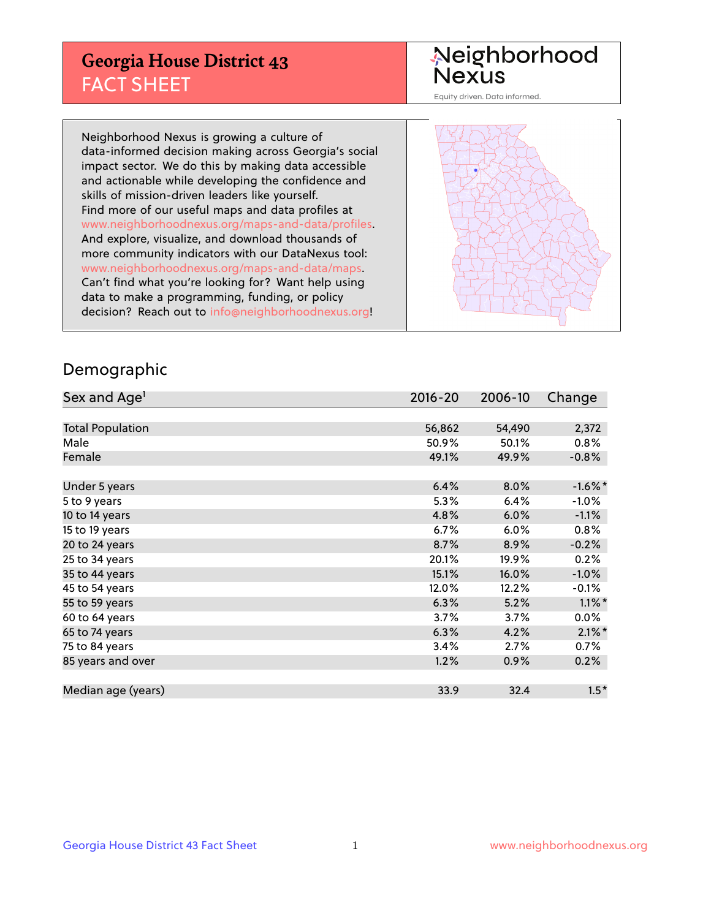# Georgia House District 43
## FACT SHEET

Neighborhood Nexus

Equity driven. Data informed.

Neighborhood Nexus is growing a culture of data-informed decision making across Georgia's social impact sector. We do this by making data accessible and actionable while developing the confidence and skills of mission-driven leaders like yourself. Find more of our useful maps and data profiles at www.neighborhoodnexus.org/maps-and-data/profiles. And explore, visualize, and download thousands of more community indicators with our DataNexus tool: www.neighborhoodnexus.org/maps-and-data/maps. Can't find what you're looking for? Want help using data to make a programming, funding, or policy decision? Reach out to info@neighborhoodnexus.org!

## Demographic

| Sex and Age[1] | 2016-20 | 2006-10 | Change |
|---|---|---|---|
| Total Population | 56,862 | 54,490 | 2,372 |
| Male | 50.9% | 50.1% | 0.8% |
| Female | 49.1% | 49.9% | -0.8% |
| Under 5 years | 6.4% | 8.0% | -1.6%* |
| 5 to 9 years | 5.3% | 6.4% | -1.0% |
| 10 to 14 years | 4.8% | 6.0% | -1.1% |
| 15 to 19 years | 6.7% | 6.0% | 0.8% |
| 20 to 24 years | 8.7% | 8.9% | -0.2% |
| 25 to 34 years | 20.1% | 19.9% | 0.2% |
| 35 to 44 years | 15.1% | 16.0% | -1.0% |
| 45 to 54 years | 12.0% | 12.2% | -0.1% |
| 55 to 59 years | 6.3% | 5.2% | 1.1%* |
| 60 to 64 years | 3.7% | 3.7% | 0.0% |
| 65 to 74 years | 6.3% | 4.2% | 2.1%* |
| 75 to 84 years | 3.4% | 2.7% | 0.7% |
| 85 years and over | 1.2% | 0.9% | 0.2% |
| Median age (years) | 33.9 | 32.4 | 1.5* |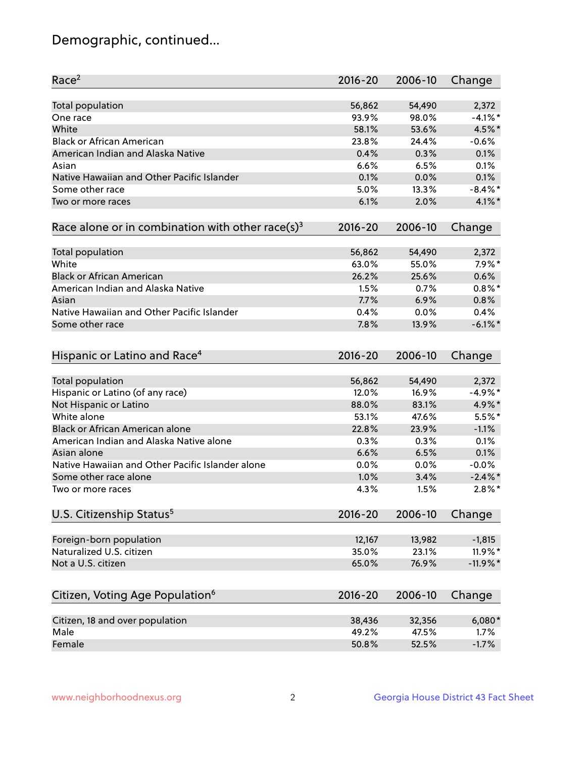# Demographic, continued...

| Race[2] | 2016-20 | 2006-10 | Change |
|---|---|---|---|
| Total population | 56,862 | 54,490 | 2,372 |
| One race | 93.9% | 98.0% | -4.1%* |
| White | 58.1% | 53.6% | 4.5%* |
| Black or African American | 23.8% | 24.4% | -0.6% |
| American Indian and Alaska Native | 0.4% | 0.3% | 0.1% |
| Asian | 6.6% | 6.5% | 0.1% |
| Native Hawaiian and Other Pacific Islander | 0.1% | 0.0% | 0.1% |
| Some other race | 5.0% | 13.3% | -8.4%* |
| Two or more races | 6.1% | 2.0% | 4.1%* |

| Race alone or in combination with other race(s)[3] | 2016-20 | 2006-10 | Change |
|---|---|---|---|
| Total population | 56,862 | 54,490 | 2,372 |
| White | 63.0% | 55.0% | 7.9%* |
| Black or African American | 26.2% | 25.6% | 0.6% |
| American Indian and Alaska Native | 1.5% | 0.7% | 0.8%* |
| Asian | 7.7% | 6.9% | 0.8% |
| Native Hawaiian and Other Pacific Islander | 0.4% | 0.0% | 0.4% |
| Some other race | 7.8% | 13.9% | -6.1%* |

| Hispanic or Latino and Race[4] | 2016-20 | 2006-10 | Change |
|---|---|---|---|
| Total population | 56,862 | 54,490 | 2,372 |
| Hispanic or Latino (of any race) | 12.0% | 16.9% | -4.9%* |
| Not Hispanic or Latino | 88.0% | 83.1% | 4.9%* |
| White alone | 53.1% | 47.6% | 5.5%* |
| Black or African American alone | 22.8% | 23.9% | -1.1% |
| American Indian and Alaska Native alone | 0.3% | 0.3% | 0.1% |
| Asian alone | 6.6% | 6.5% | 0.1% |
| Native Hawaiian and Other Pacific Islander alone | 0.0% | 0.0% | -0.0% |
| Some other race alone | 1.0% | 3.4% | -2.4%* |
| Two or more races | 4.3% | 1.5% | 2.8%* |

| U.S. Citizenship Status[5] | 2016-20 | 2006-10 | Change |
|---|---|---|---|
| Foreign-born population | 12,167 | 13,982 | -1,815 |
| Naturalized U.S. citizen | 35.0% | 23.1% | 11.9%* |
| Not a U.S. citizen | 65.0% | 76.9% | -11.9%* |

| Citizen, Voting Age Population[6] | 2016-20 | 2006-10 | Change |
|---|---|---|---|
| Citizen, 18 and over population | 38,436 | 32,356 | 6,080* |
| Male | 49.2% | 47.5% | 1.7% |
| Female | 50.8% | 52.5% | -1.7% |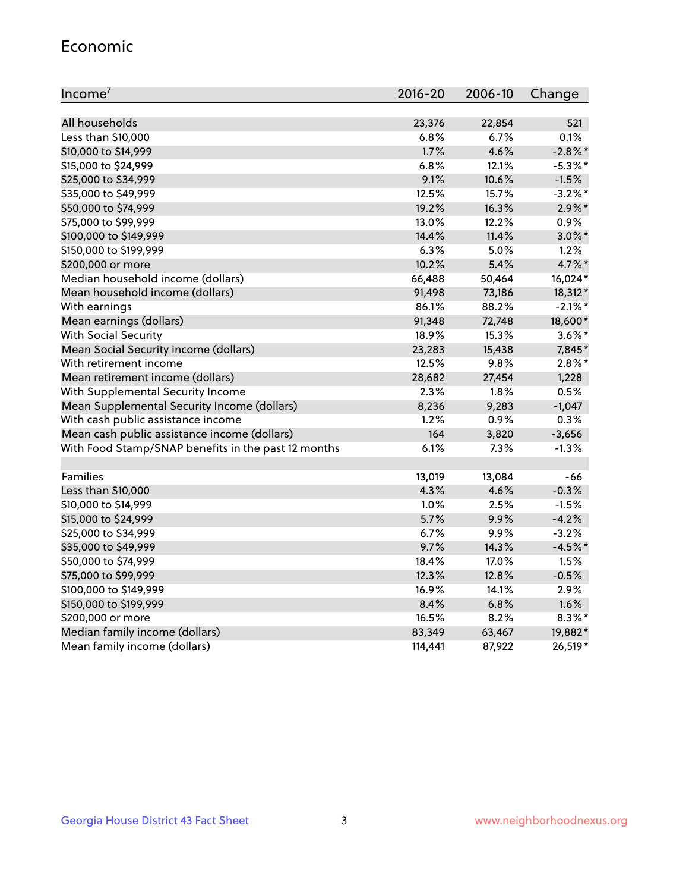## Economic

| Income[7] | 2016-20 | 2006-10 | Change |
|---|---|---|---|
| All households | 23,376 | 22,854 | 521 |
| Less than $10,000 | 6.8% | 6.7% | 0.1% |
| $10,000 to $14,999 | 1.7% | 4.6% | -2.8%* |
| $15,000 to $24,999 | 6.8% | 12.1% | -5.3%* |
| $25,000 to $34,999 | 9.1% | 10.6% | -1.5% |
| $35,000 to $49,999 | 12.5% | 15.7% | -3.2%* |
| $50,000 to $74,999 | 19.2% | 16.3% | 2.9%* |
| $75,000 to $99,999 | 13.0% | 12.2% | 0.9% |
| $100,000 to $149,999 | 14.4% | 11.4% | 3.0%* |
| $150,000 to $199,999 | 6.3% | 5.0% | 1.2% |
| $200,000 or more | 10.2% | 5.4% | 4.7%* |
| Median household income (dollars) | 66,488 | 50,464 | 16,024* |
| Mean household income (dollars) | 91,498 | 73,186 | 18,312* |
| With earnings | 86.1% | 88.2% | -2.1%* |
| Mean earnings (dollars) | 91,348 | 72,748 | 18,600* |
| With Social Security | 18.9% | 15.3% | 3.6%* |
| Mean Social Security income (dollars) | 23,283 | 15,438 | 7,845* |
| With retirement income | 12.5% | 9.8% | 2.8%* |
| Mean retirement income (dollars) | 28,682 | 27,454 | 1,228 |
| With Supplemental Security Income | 2.3% | 1.8% | 0.5% |
| Mean Supplemental Security Income (dollars) | 8,236 | 9,283 | -1,047 |
| With cash public assistance income | 1.2% | 0.9% | 0.3% |
| Mean cash public assistance income (dollars) | 164 | 3,820 | -3,656 |
| With Food Stamp/SNAP benefits in the past 12 months | 6.1% | 7.3% | -1.3% |
| | | | |
| Families | 13,019 | 13,084 | -66 |
| Less than $10,000 | 4.3% | 4.6% | -0.3% |
| $10,000 to $14,999 | 1.0% | 2.5% | -1.5% |
| $15,000 to $24,999 | 5.7% | 9.9% | -4.2% |
| $25,000 to $34,999 | 6.7% | 9.9% | -3.2% |
| $35,000 to $49,999 | 9.7% | 14.3% | -4.5%* |
| $50,000 to $74,999 | 18.4% | 17.0% | 1.5% |
| $75,000 to $99,999 | 12.3% | 12.8% | -0.5% |
| $100,000 to $149,999 | 16.9% | 14.1% | 2.9% |
| $150,000 to $199,999 | 8.4% | 6.8% | 1.6% |
| $200,000 or more | 16.5% | 8.2% | 8.3%* |
| Median family income (dollars) | 83,349 | 63,467 | 19,882* |
| Mean family income (dollars) | 114,441 | 87,922 | 26,519* |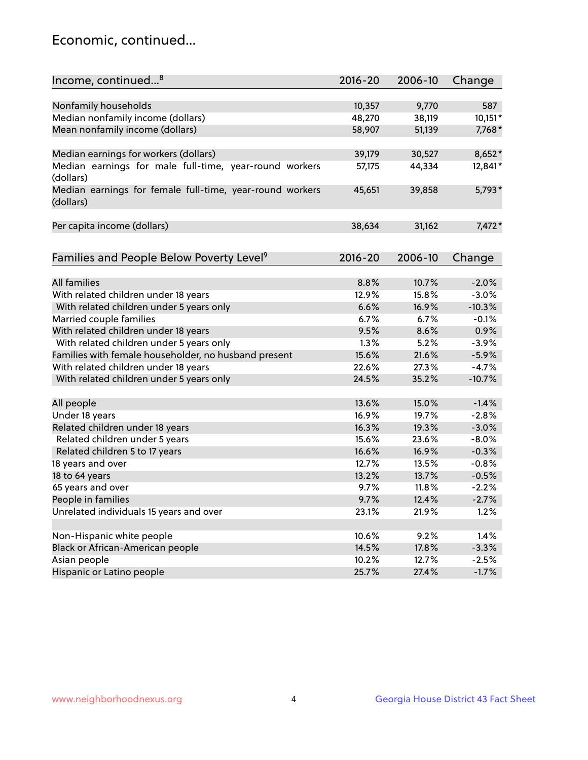## Economic, continued...

| Income, continued...[8] | 2016-20 | 2006-10 | Change |
|---|---|---|---|
| Nonfamily households | 10,357 | 9,770 | 587 |
| Median nonfamily income (dollars) | 48,270 | 38,119 | 10,151* |
| Mean nonfamily income (dollars) | 58,907 | 51,139 | 7,768* |
| | | | |
| Median earnings for workers (dollars) | 39,179 | 30,527 | 8,652* |
| Median earnings for male full-time, year-round workers (dollars) | 57,175 | 44,334 | 12,841* |
| Median earnings for female full-time, year-round workers (dollars) | 45,651 | 39,858 | 5,793* |
| | | | |
| Per capita income (dollars) | 38,634 | 31,162 | 7,472* |

| Families and People Below Poverty Level[9] | 2016-20 | 2006-10 | Change |
|---|---|---|---|
| All families | 8.8% | 10.7% | -2.0% |
| With related children under 18 years | 12.9% | 15.8% | -3.0% |
| With related children under 5 years only | 6.6% | 16.9% | -10.3% |
| Married couple families | 6.7% | 6.7% | -0.1% |
| With related children under 18 years | 9.5% | 8.6% | 0.9% |
| With related children under 5 years only | 1.3% | 5.2% | -3.9% |
| Families with female householder, no husband present | 15.6% | 21.6% | -5.9% |
| With related children under 18 years | 22.6% | 27.3% | -4.7% |
| With related children under 5 years only | 24.5% | 35.2% | -10.7% |
| | | | |
| All people | 13.6% | 15.0% | -1.4% |
| Under 18 years | 16.9% | 19.7% | -2.8% |
| Related children under 18 years | 16.3% | 19.3% | -3.0% |
| Related children under 5 years | 15.6% | 23.6% | -8.0% |
| Related children 5 to 17 years | 16.6% | 16.9% | -0.3% |
| 18 years and over | 12.7% | 13.5% | -0.8% |
| 18 to 64 years | 13.2% | 13.7% | -0.5% |
| 65 years and over | 9.7% | 11.8% | -2.2% |
| People in families | 9.7% | 12.4% | -2.7% |
| Unrelated individuals 15 years and over | 23.1% | 21.9% | 1.2% |
| | | | |
| Non-Hispanic white people | 10.6% | 9.2% | 1.4% |
| Black or African-American people | 14.5% | 17.8% | -3.3% |
| Asian people | 10.2% | 12.7% | -2.5% |
| Hispanic or Latino people | 25.7% | 27.4% | -1.7% |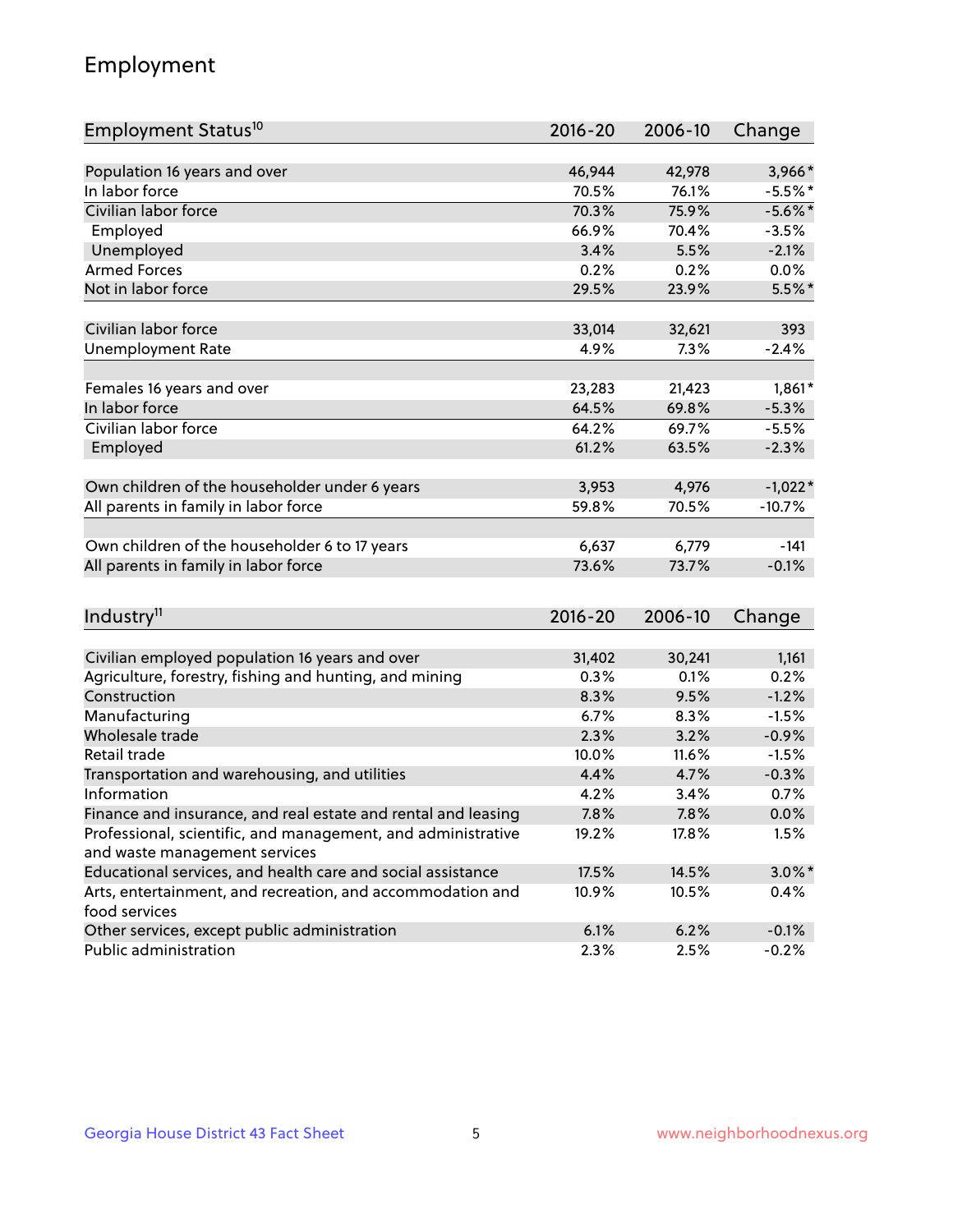# Employment

| Employment Status[10] | 2016-20 | 2006-10 | Change |
|---|---|---|---|
| Population 16 years and over | 46,944 | 42,978 | 3,966* |
| In labor force | 70.5% | 76.1% | -5.5%* |
| Civilian labor force | 70.3% | 75.9% | -5.6%* |
| Employed | 66.9% | 70.4% | -3.5% |
| Unemployed | 3.4% | 5.5% | -2.1% |
| Armed Forces | 0.2% | 0.2% | 0.0% |
| Not in labor force | 29.5% | 23.9% | 5.5%* |
| | | | |
| Civilian labor force | 33,014 | 32,621 | 393 |
| Unemployment Rate | 4.9% | 7.3% | -2.4% |
| | | | |
| Females 16 years and over | 23,283 | 21,423 | 1,861* |
| In labor force | 64.5% | 69.8% | -5.3% |
| Civilian labor force | 64.2% | 69.7% | -5.5% |
| Employed | 61.2% | 63.5% | -2.3% |
| | | | |
| Own children of the householder under 6 years | 3,953 | 4,976 | -1,022* |
| All parents in family in labor force | 59.8% | 70.5% | -10.7% |
| | | | |
| Own children of the householder 6 to 17 years | 6,637 | 6,779 | -141 |
| All parents in family in labor force | 73.6% | 73.7% | -0.1% |

| Industry[11] | 2016-20 | 2006-10 | Change |
|---|---|---|---|
| Civilian employed population 16 years and over | 31,402 | 30,241 | 1,161 |
| Agriculture, forestry, fishing and hunting, and mining | 0.3% | 0.1% | 0.2% |
| Construction | 8.3% | 9.5% | -1.2% |
| Manufacturing | 6.7% | 8.3% | -1.5% |
| Wholesale trade | 2.3% | 3.2% | -0.9% |
| Retail trade | 10.0% | 11.6% | -1.5% |
| Transportation and warehousing, and utilities | 4.4% | 4.7% | -0.3% |
| Information | 4.2% | 3.4% | 0.7% |
| Finance and insurance, and real estate and rental and leasing | 7.8% | 7.8% | 0.0% |
| Professional, scientific, and management, and administrative and waste management services | 19.2% | 17.8% | 1.5% |
| Educational services, and health care and social assistance | 17.5% | 14.5% | 3.0%* |
| Arts, entertainment, and recreation, and accommodation and food services | 10.9% | 10.5% | 0.4% |
| Other services, except public administration | 6.1% | 6.2% | -0.1% |
| Public administration | 2.3% | 2.5% | -0.2% |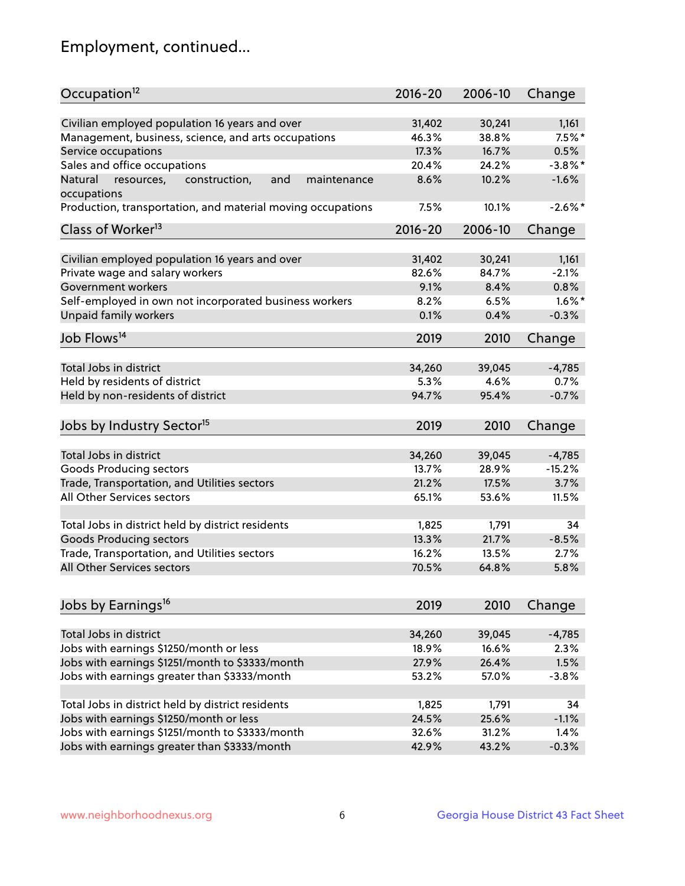## Employment, continued...

| Occupation[12] | 2016-20 | 2006-10 | Change |
|---|---|---|---|
| Civilian employed population 16 years and over | 31,402 | 30,241 | 1,161 |
| Management, business, science, and arts occupations | 46.3% | 38.8% | 7.5%* |
| Service occupations | 17.3% | 16.7% | 0.5% |
| Sales and office occupations | 20.4% | 24.2% | -3.8%* |
| Natural resources, construction, and maintenance occupations | 8.6% | 10.2% | -1.6% |
| Production, transportation, and material moving occupations | 7.5% | 10.1% | -2.6%* |

| Class of Worker[13] | 2016-20 | 2006-10 | Change |
|---|---|---|---|
| Civilian employed population 16 years and over | 31,402 | 30,241 | 1,161 |
| Private wage and salary workers | 82.6% | 84.7% | -2.1% |
| Government workers | 9.1% | 8.4% | 0.8% |
| Self-employed in own not incorporated business workers | 8.2% | 6.5% | 1.6%* |
| Unpaid family workers | 0.1% | 0.4% | -0.3% |

| Job Flows[14] | 2019 | 2010 | Change |
|---|---|---|---|
| Total Jobs in district | 34,260 | 39,045 | -4,785 |
| Held by residents of district | 5.3% | 4.6% | 0.7% |
| Held by non-residents of district | 94.7% | 95.4% | -0.7% |

| Jobs by Industry Sector[15] | 2019 | 2010 | Change |
|---|---|---|---|
| Total Jobs in district | 34,260 | 39,045 | -4,785 |
| Goods Producing sectors | 13.7% | 28.9% | -15.2% |
| Trade, Transportation, and Utilities sectors | 21.2% | 17.5% | 3.7% |
| All Other Services sectors | 65.1% | 53.6% | 11.5% |
| | | | |
| Total Jobs in district held by district residents | 1,825 | 1,791 | 34 |
| Goods Producing sectors | 13.3% | 21.7% | -8.5% |
| Trade, Transportation, and Utilities sectors | 16.2% | 13.5% | 2.7% |
| All Other Services sectors | 70.5% | 64.8% | 5.8% |

| Jobs by Earnings[16] | 2019 | 2010 | Change |
|---|---|---|---|
| Total Jobs in district | 34,260 | 39,045 | -4,785 |
| Jobs with earnings $1250/month or less | 18.9% | 16.6% | 2.3% |
| Jobs with earnings $1251/month to $3333/month | 27.9% | 26.4% | 1.5% |
| Jobs with earnings greater than $3333/month | 53.2% | 57.0% | -3.8% |
| | | | |
| Total Jobs in district held by district residents | 1,825 | 1,791 | 34 |
| Jobs with earnings $1250/month or less | 24.5% | 25.6% | -1.1% |
| Jobs with earnings $1251/month to $3333/month | 32.6% | 31.2% | 1.4% |
| Jobs with earnings greater than $3333/month | 42.9% | 43.2% | -0.3% |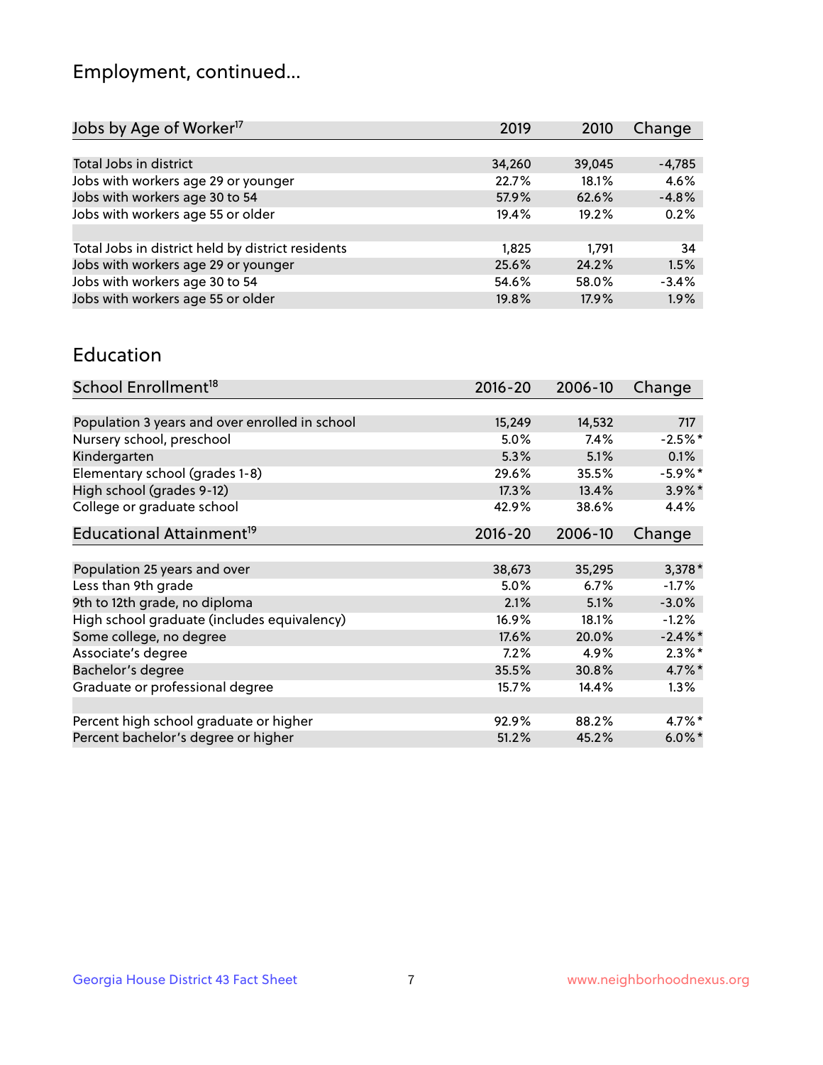## Employment, continued...

| Jobs by Age of Worker[17] | 2019 | 2010 | Change |
|---|---|---|---|
| Total Jobs in district | 34,260 | 39,045 | -4,785 |
| Jobs with workers age 29 or younger | 22.7% | 18.1% | 4.6% |
| Jobs with workers age 30 to 54 | 57.9% | 62.6% | -4.8% |
| Jobs with workers age 55 or older | 19.4% | 19.2% | 0.2% |
| | | | |
| Total Jobs in district held by district residents | 1,825 | 1,791 | 34 |
| Jobs with workers age 29 or younger | 25.6% | 24.2% | 1.5% |
| Jobs with workers age 30 to 54 | 54.6% | 58.0% | -3.4% |
| Jobs with workers age 55 or older | 19.8% | 17.9% | 1.9% |

## Education

| School Enrollment[18] | 2016-20 | 2006-10 | Change |
|---|---|---|---|
| Population 3 years and over enrolled in school | 15,249 | 14,532 | 717 |
| Nursery school, preschool | 5.0% | 7.4% | -2.5%* |
| Kindergarten | 5.3% | 5.1% | 0.1% |
| Elementary school (grades 1-8) | 29.6% | 35.5% | -5.9%* |
| High school (grades 9-12) | 17.3% | 13.4% | 3.9%* |
| College or graduate school | 42.9% | 38.6% | 4.4% |

| Educational Attainment[19] | 2016-20 | 2006-10 | Change |
|---|---|---|---|
| Population 25 years and over | 38,673 | 35,295 | 3,378* |
| Less than 9th grade | 5.0% | 6.7% | -1.7% |
| 9th to 12th grade, no diploma | 2.1% | 5.1% | -3.0% |
| High school graduate (includes equivalency) | 16.9% | 18.1% | -1.2% |
| Some college, no degree | 17.6% | 20.0% | -2.4%* |
| Associate's degree | 7.2% | 4.9% | 2.3%* |
| Bachelor's degree | 35.5% | 30.8% | 4.7%* |
| Graduate or professional degree | 15.7% | 14.4% | 1.3% |
| | | | |
| Percent high school graduate or higher | 92.9% | 88.2% | 4.7%* |
| Percent bachelor's degree or higher | 51.2% | 45.2% | 6.0%* |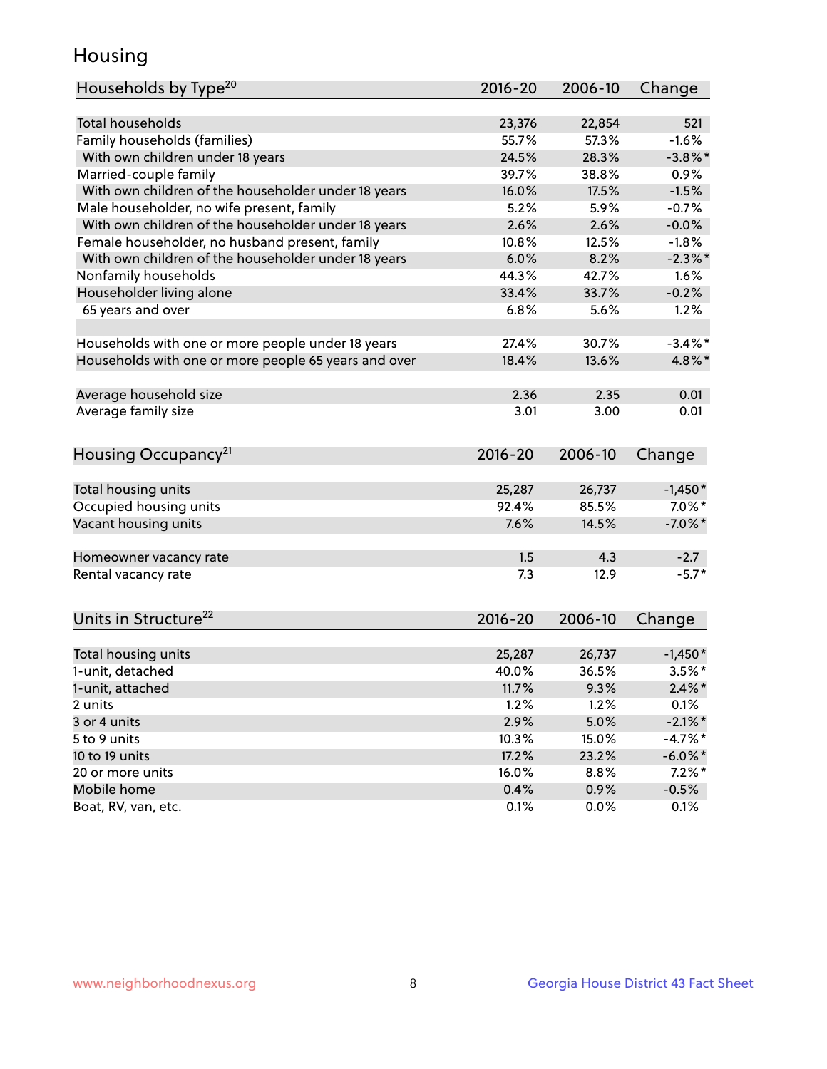# Housing

| Households by Type[20] | 2016-20 | 2006-10 | Change |
|---|---|---|---|
| Total households | 23,376 | 22,854 | 521 |
| Family households (families) | 55.7% | 57.3% | -1.6% |
| With own children under 18 years | 24.5% | 28.3% | -3.8%* |
| Married-couple family | 39.7% | 38.8% | 0.9% |
| With own children of the householder under 18 years | 16.0% | 17.5% | -1.5% |
| Male householder, no wife present, family | 5.2% | 5.9% | -0.7% |
| With own children of the householder under 18 years | 2.6% | 2.6% | -0.0% |
| Female householder, no husband present, family | 10.8% | 12.5% | -1.8% |
| With own children of the householder under 18 years | 6.0% | 8.2% | -2.3%* |
| Nonfamily households | 44.3% | 42.7% | 1.6% |
| Householder living alone | 33.4% | 33.7% | -0.2% |
| 65 years and over | 6.8% | 5.6% | 1.2% |
| | | | |
| Households with one or more people under 18 years | 27.4% | 30.7% | -3.4%* |
| Households with one or more people 65 years and over | 18.4% | 13.6% | 4.8%* |
| | | | |
| Average household size | 2.36 | 2.35 | 0.01 |
| Average family size | 3.01 | 3.00 | 0.01 |

| Housing Occupancy[21] | 2016-20 | 2006-10 | Change |
|---|---|---|---|
| Total housing units | 25,287 | 26,737 | -1,450* |
| Occupied housing units | 92.4% | 85.5% | 7.0%* |
| Vacant housing units | 7.6% | 14.5% | -7.0%* |
| | | | |
| Homeowner vacancy rate | 1.5 | 4.3 | -2.7 |
| Rental vacancy rate | 7.3 | 12.9 | -5.7* |

| Units in Structure[22] | 2016-20 | 2006-10 | Change |
|---|---|---|---|
| Total housing units | 25,287 | 26,737 | -1,450* |
| 1-unit, detached | 40.0% | 36.5% | 3.5%* |
| 1-unit, attached | 11.7% | 9.3% | 2.4%* |
| 2 units | 1.2% | 1.2% | 0.1% |
| 3 or 4 units | 2.9% | 5.0% | -2.1%* |
| 5 to 9 units | 10.3% | 15.0% | -4.7%* |
| 10 to 19 units | 17.2% | 23.2% | -6.0%* |
| 20 or more units | 16.0% | 8.8% | 7.2%* |
| Mobile home | 0.4% | 0.9% | -0.5% |
| Boat, RV, van, etc. | 0.1% | 0.0% | 0.1% |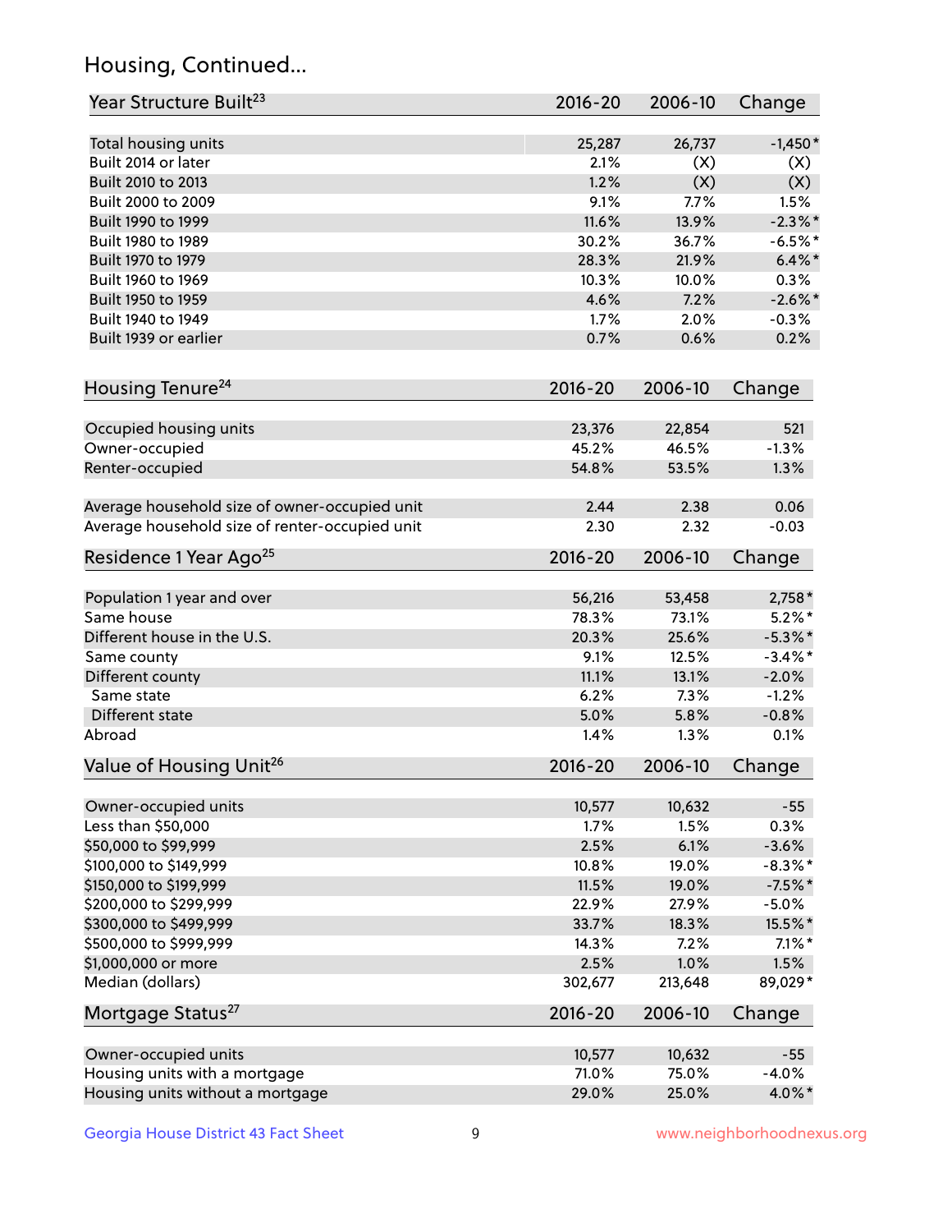## Housing, Continued...

| Year Structure Built[23] | 2016-20 | 2006-10 | Change |
|---|---|---|---|
| Total housing units | 25,287 | 26,737 | -1,450* |
| Built 2014 or later | 2.1% | (X) | (X) |
| Built 2010 to 2013 | 1.2% | (X) | (X) |
| Built 2000 to 2009 | 9.1% | 7.7% | 1.5% |
| Built 1990 to 1999 | 11.6% | 13.9% | -2.3%* |
| Built 1980 to 1989 | 30.2% | 36.7% | -6.5%* |
| Built 1970 to 1979 | 28.3% | 21.9% | 6.4%* |
| Built 1960 to 1969 | 10.3% | 10.0% | 0.3% |
| Built 1950 to 1959 | 4.6% | 7.2% | -2.6%* |
| Built 1940 to 1949 | 1.7% | 2.0% | -0.3% |
| Built 1939 or earlier | 0.7% | 0.6% | 0.2% |

| Housing Tenure[24] | 2016-20 | 2006-10 | Change |
|---|---|---|---|
| Occupied housing units | 23,376 | 22,854 | 521 |
| Owner-occupied | 45.2% | 46.5% | -1.3% |
| Renter-occupied | 54.8% | 53.5% | 1.3% |
| Average household size of owner-occupied unit | 2.44 | 2.38 | 0.06 |
| Average household size of renter-occupied unit | 2.30 | 2.32 | -0.03 |

| Residence 1 Year Ago[25] | 2016-20 | 2006-10 | Change |
|---|---|---|---|
| Population 1 year and over | 56,216 | 53,458 | 2,758* |
| Same house | 78.3% | 73.1% | 5.2%* |
| Different house in the U.S. | 20.3% | 25.6% | -5.3%* |
| Same county | 9.1% | 12.5% | -3.4%* |
| Different county | 11.1% | 13.1% | -2.0% |
| Same state | 6.2% | 7.3% | -1.2% |
| Different state | 5.0% | 5.8% | -0.8% |
| Abroad | 1.4% | 1.3% | 0.1% |

| Value of Housing Unit[26] | 2016-20 | 2006-10 | Change |
|---|---|---|---|
| Owner-occupied units | 10,577 | 10,632 | -55 |
| Less than $50,000 | 1.7% | 1.5% | 0.3% |
| $50,000 to $99,999 | 2.5% | 6.1% | -3.6% |
| $100,000 to $149,999 | 10.8% | 19.0% | -8.3%* |
| $150,000 to $199,999 | 11.5% | 19.0% | -7.5%* |
| $200,000 to $299,999 | 22.9% | 27.9% | -5.0% |
| $300,000 to $499,999 | 33.7% | 18.3% | 15.5%* |
| $500,000 to $999,999 | 14.3% | 7.2% | 7.1%* |
| $1,000,000 or more | 2.5% | 1.0% | 1.5% |
| Median (dollars) | 302,677 | 213,648 | 89,029* |

| Mortgage Status[27] | 2016-20 | 2006-10 | Change |
|---|---|---|---|
| Owner-occupied units | 10,577 | 10,632 | -55 |
| Housing units with a mortgage | 71.0% | 75.0% | -4.0% |
| Housing units without a mortgage | 29.0% | 25.0% | 4.0%* |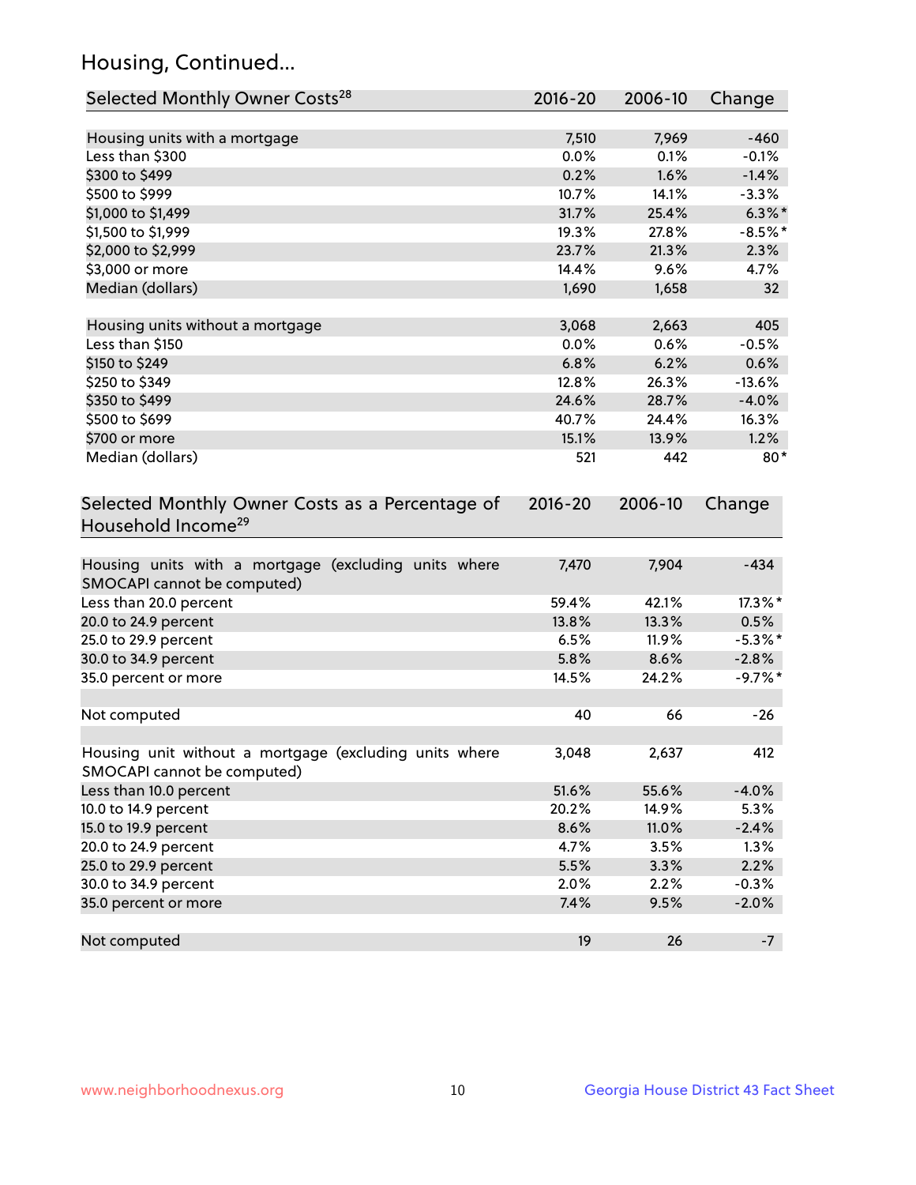## Housing, Continued...

| Selected Monthly Owner Costs[28] | 2016-20 | 2006-10 | Change |
|---|---|---|---|
| Housing units with a mortgage | 7,510 | 7,969 | -460 |
| Less than $300 | 0.0% | 0.1% | -0.1% |
| $300 to $499 | 0.2% | 1.6% | -1.4% |
| $500 to $999 | 10.7% | 14.1% | -3.3% |
| $1,000 to $1,499 | 31.7% | 25.4% | 6.3%* |
| $1,500 to $1,999 | 19.3% | 27.8% | -8.5%* |
| $2,000 to $2,999 | 23.7% | 21.3% | 2.3% |
| $3,000 or more | 14.4% | 9.6% | 4.7% |
| Median (dollars) | 1,690 | 1,658 | 32 |
| | | | |
| Housing units without a mortgage | 3,068 | 2,663 | 405 |
| Less than $150 | 0.0% | 0.6% | -0.5% |
| $150 to $249 | 6.8% | 6.2% | 0.6% |
| $250 to $349 | 12.8% | 26.3% | -13.6% |
| $350 to $499 | 24.6% | 28.7% | -4.0% |
| $500 to $699 | 40.7% | 24.4% | 16.3% |
| $700 or more | 15.1% | 13.9% | 1.2% |
| Median (dollars) | 521 | 442 | 80* |

| Selected Monthly Owner Costs as a Percentage of Household Income[29] | 2016-20 | 2006-10 | Change |
|---|---|---|---|
| Housing units with a mortgage (excluding units where SMOCAPI cannot be computed) | 7,470 | 7,904 | -434 |
| Less than 20.0 percent | 59.4% | 42.1% | 17.3%* |
| 20.0 to 24.9 percent | 13.8% | 13.3% | 0.5% |
| 25.0 to 29.9 percent | 6.5% | 11.9% | -5.3%* |
| 30.0 to 34.9 percent | 5.8% | 8.6% | -2.8% |
| 35.0 percent or more | 14.5% | 24.2% | -9.7%* |
| | | | |
| Not computed | 40 | 66 | -26 |
| | | | |
| Housing unit without a mortgage (excluding units where SMOCAPI cannot be computed) | 3,048 | 2,637 | 412 |
| Less than 10.0 percent | 51.6% | 55.6% | -4.0% |
| 10.0 to 14.9 percent | 20.2% | 14.9% | 5.3% |
| 15.0 to 19.9 percent | 8.6% | 11.0% | -2.4% |
| 20.0 to 24.9 percent | 4.7% | 3.5% | 1.3% |
| 25.0 to 29.9 percent | 5.5% | 3.3% | 2.2% |
| 30.0 to 34.9 percent | 2.0% | 2.2% | -0.3% |
| 35.0 percent or more | 7.4% | 9.5% | -2.0% |
| | | | |
| Not computed | 19 | 26 | -7 |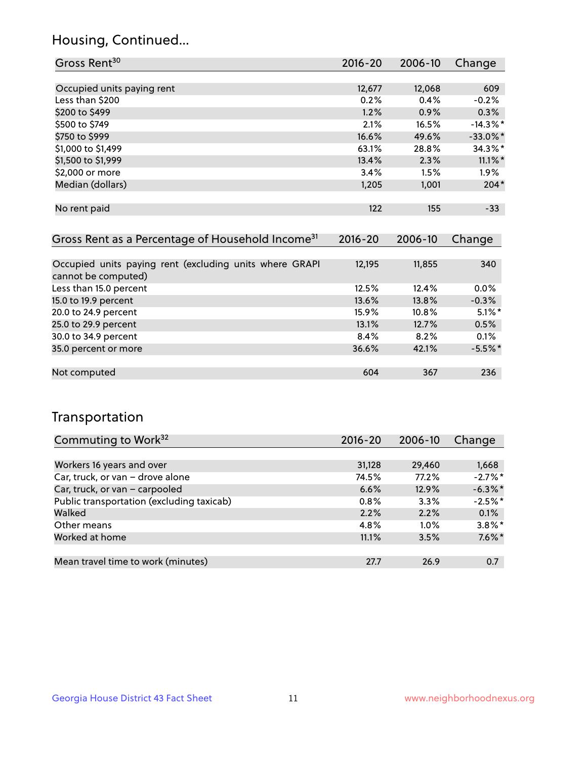## Housing, Continued...

| Gross Rent[30] | 2016-20 | 2006-10 | Change |
|---|---|---|---|
| Occupied units paying rent | 12,677 | 12,068 | 609 |
| Less than $200 | 0.2% | 0.4% | -0.2% |
| $200 to $499 | 1.2% | 0.9% | 0.3% |
| $500 to $749 | 2.1% | 16.5% | -14.3%* |
| $750 to $999 | 16.6% | 49.6% | -33.0%* |
| $1,000 to $1,499 | 63.1% | 28.8% | 34.3%* |
| $1,500 to $1,999 | 13.4% | 2.3% | 11.1%* |
| $2,000 or more | 3.4% | 1.5% | 1.9% |
| Median (dollars) | 1,205 | 1,001 | 204* |
| No rent paid | 122 | 155 | -33 |

| Gross Rent as a Percentage of Household Income[31] | 2016-20 | 2006-10 | Change |
|---|---|---|---|
| Occupied units paying rent (excluding units where GRAPI cannot be computed) | 12,195 | 11,855 | 340 |
| Less than 15.0 percent | 12.5% | 12.4% | 0.0% |
| 15.0 to 19.9 percent | 13.6% | 13.8% | -0.3% |
| 20.0 to 24.9 percent | 15.9% | 10.8% | 5.1%* |
| 25.0 to 29.9 percent | 13.1% | 12.7% | 0.5% |
| 30.0 to 34.9 percent | 8.4% | 8.2% | 0.1% |
| 35.0 percent or more | 36.6% | 42.1% | -5.5%* |
| Not computed | 604 | 367 | 236 |

## Transportation

| Commuting to Work[32] | 2016-20 | 2006-10 | Change |
|---|---|---|---|
| Workers 16 years and over | 31,128 | 29,460 | 1,668 |
| Car, truck, or van – drove alone | 74.5% | 77.2% | -2.7%* |
| Car, truck, or van – carpooled | 6.6% | 12.9% | -6.3%* |
| Public transportation (excluding taxicab) | 0.8% | 3.3% | -2.5%* |
| Walked | 2.2% | 2.2% | 0.1% |
| Other means | 4.8% | 1.0% | 3.8%* |
| Worked at home | 11.1% | 3.5% | 7.6%* |
| Mean travel time to work (minutes) | 27.7 | 26.9 | 0.7 |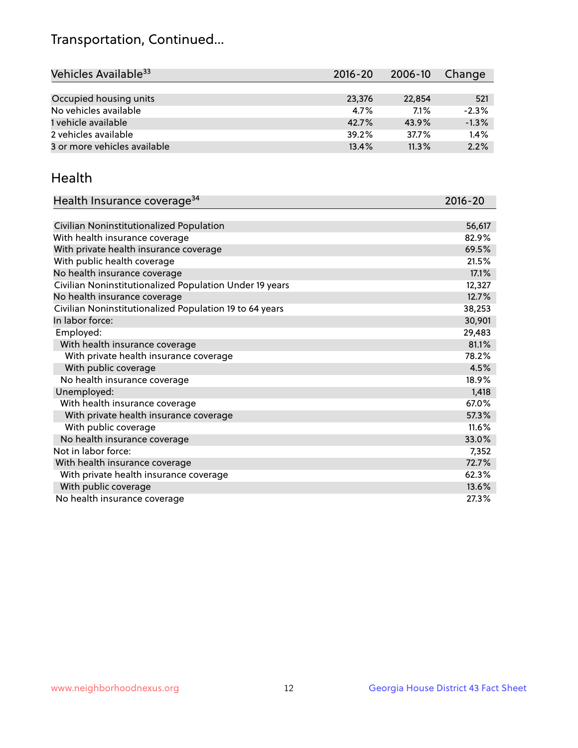# Transportation, Continued...

| Vehicles Available[33] | 2016-20 | 2006-10 | Change |
|---|---|---|---|
| Occupied housing units | 23,376 | 22,854 | 521 |
| No vehicles available | 4.7% | 7.1% | -2.3% |
| 1 vehicle available | 42.7% | 43.9% | -1.3% |
| 2 vehicles available | 39.2% | 37.7% | 1.4% |
| 3 or more vehicles available | 13.4% | 11.3% | 2.2% |

## Health

| Health Insurance coverage[34] | 2016-20 |
|---|---|
| Civilian Noninstitutionalized Population | 56,617 |
| With health insurance coverage | 82.9% |
| With private health insurance coverage | 69.5% |
| With public health coverage | 21.5% |
| No health insurance coverage | 17.1% |
| Civilian Noninstitutionalized Population Under 19 years | 12,327 |
| No health insurance coverage | 12.7% |
| Civilian Noninstitutionalized Population 19 to 64 years | 38,253 |
| In labor force: | 30,901 |
| Employed: | 29,483 |
| With health insurance coverage | 81.1% |
| With private health insurance coverage | 78.2% |
| With public coverage | 4.5% |
| No health insurance coverage | 18.9% |
| Unemployed: | 1,418 |
| With health insurance coverage | 67.0% |
| With private health insurance coverage | 57.3% |
| With public coverage | 11.6% |
| No health insurance coverage | 33.0% |
| Not in labor force: | 7,352 |
| With health insurance coverage | 72.7% |
| With private health insurance coverage | 62.3% |
| With public coverage | 13.6% |
| No health insurance coverage | 27.3% |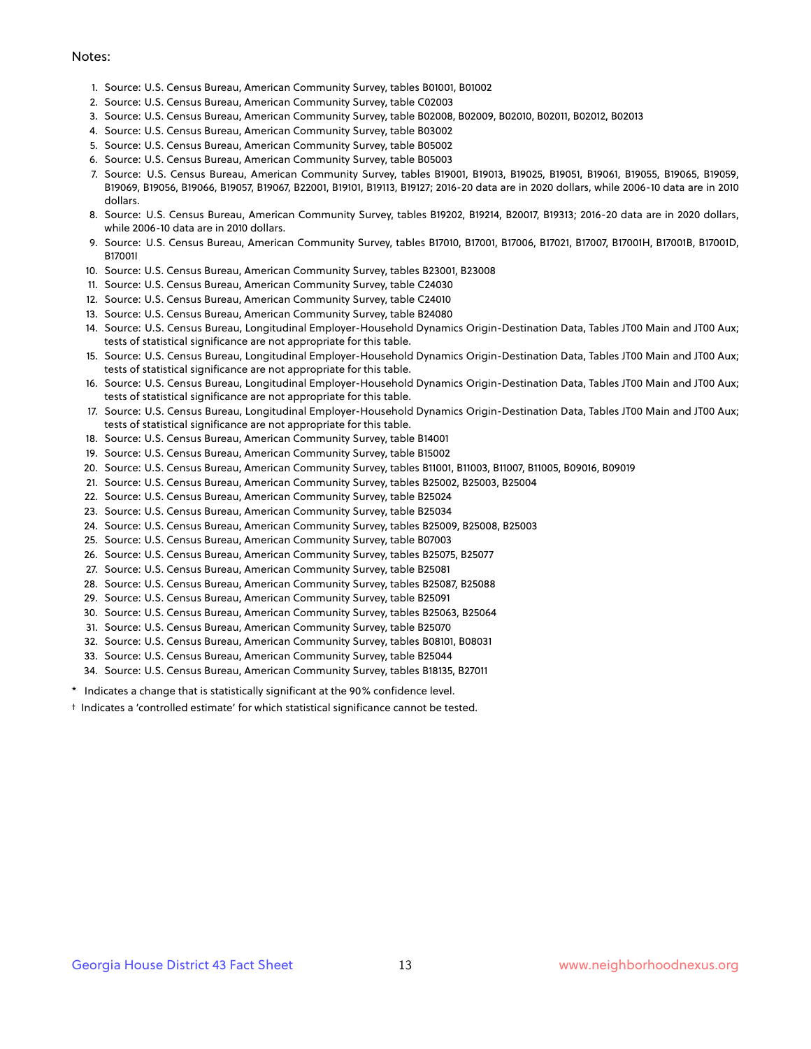Notes:

1. Source: U.S. Census Bureau, American Community Survey, tables B01001, B01002
2. Source: U.S. Census Bureau, American Community Survey, table C02003
3. Source: U.S. Census Bureau, American Community Survey, table B02008, B02009, B02010, B02011, B02012, B02013
4. Source: U.S. Census Bureau, American Community Survey, table B03002
5. Source: U.S. Census Bureau, American Community Survey, table B05002
6. Source: U.S. Census Bureau, American Community Survey, table B05003
7. Source: U.S. Census Bureau, American Community Survey, tables B19001, B19013, B19025, B19051, B19061, B19055, B19065, B19059, B19069, B19056, B19066, B19057, B19067, B22001, B19101, B19113, B19127; 2016-20 data are in 2020 dollars, while 2006-10 data are in 2010 dollars.
8. Source: U.S. Census Bureau, American Community Survey, tables B19202, B19214, B20017, B19313; 2016-20 data are in 2020 dollars, while 2006-10 data are in 2010 dollars.
9. Source: U.S. Census Bureau, American Community Survey, tables B17010, B17001, B17006, B17021, B17007, B17001H, B17001B, B17001D, B17001I
10. Source: U.S. Census Bureau, American Community Survey, tables B23001, B23008
11. Source: U.S. Census Bureau, American Community Survey, table C24030
12. Source: U.S. Census Bureau, American Community Survey, table C24010
13. Source: U.S. Census Bureau, American Community Survey, table B24080
14. Source: U.S. Census Bureau, Longitudinal Employer-Household Dynamics Origin-Destination Data, Tables JT00 Main and JT00 Aux; tests of statistical significance are not appropriate for this table.
15. Source: U.S. Census Bureau, Longitudinal Employer-Household Dynamics Origin-Destination Data, Tables JT00 Main and JT00 Aux; tests of statistical significance are not appropriate for this table.
16. Source: U.S. Census Bureau, Longitudinal Employer-Household Dynamics Origin-Destination Data, Tables JT00 Main and JT00 Aux; tests of statistical significance are not appropriate for this table.
17. Source: U.S. Census Bureau, Longitudinal Employer-Household Dynamics Origin-Destination Data, Tables JT00 Main and JT00 Aux; tests of statistical significance are not appropriate for this table.
18. Source: U.S. Census Bureau, American Community Survey, table B14001
19. Source: U.S. Census Bureau, American Community Survey, table B15002
20. Source: U.S. Census Bureau, American Community Survey, tables B11001, B11003, B11007, B11005, B09016, B09019
21. Source: U.S. Census Bureau, American Community Survey, tables B25002, B25003, B25004
22. Source: U.S. Census Bureau, American Community Survey, table B25024
23. Source: U.S. Census Bureau, American Community Survey, table B25034
24. Source: U.S. Census Bureau, American Community Survey, tables B25009, B25008, B25003
25. Source: U.S. Census Bureau, American Community Survey, table B07003
26. Source: U.S. Census Bureau, American Community Survey, tables B25075, B25077
27. Source: U.S. Census Bureau, American Community Survey, table B25081
28. Source: U.S. Census Bureau, American Community Survey, tables B25087, B25088
29. Source: U.S. Census Bureau, American Community Survey, table B25091
30. Source: U.S. Census Bureau, American Community Survey, tables B25063, B25064
31. Source: U.S. Census Bureau, American Community Survey, table B25070
32. Source: U.S. Census Bureau, American Community Survey, tables B08101, B08031
33. Source: U.S. Census Bureau, American Community Survey, table B25044
34. Source: U.S. Census Bureau, American Community Survey, tables B18135, B27011

\* Indicates a change that is statistically significant at the 90% confidence level.

† Indicates a 'controlled estimate' for which statistical significance cannot be tested.